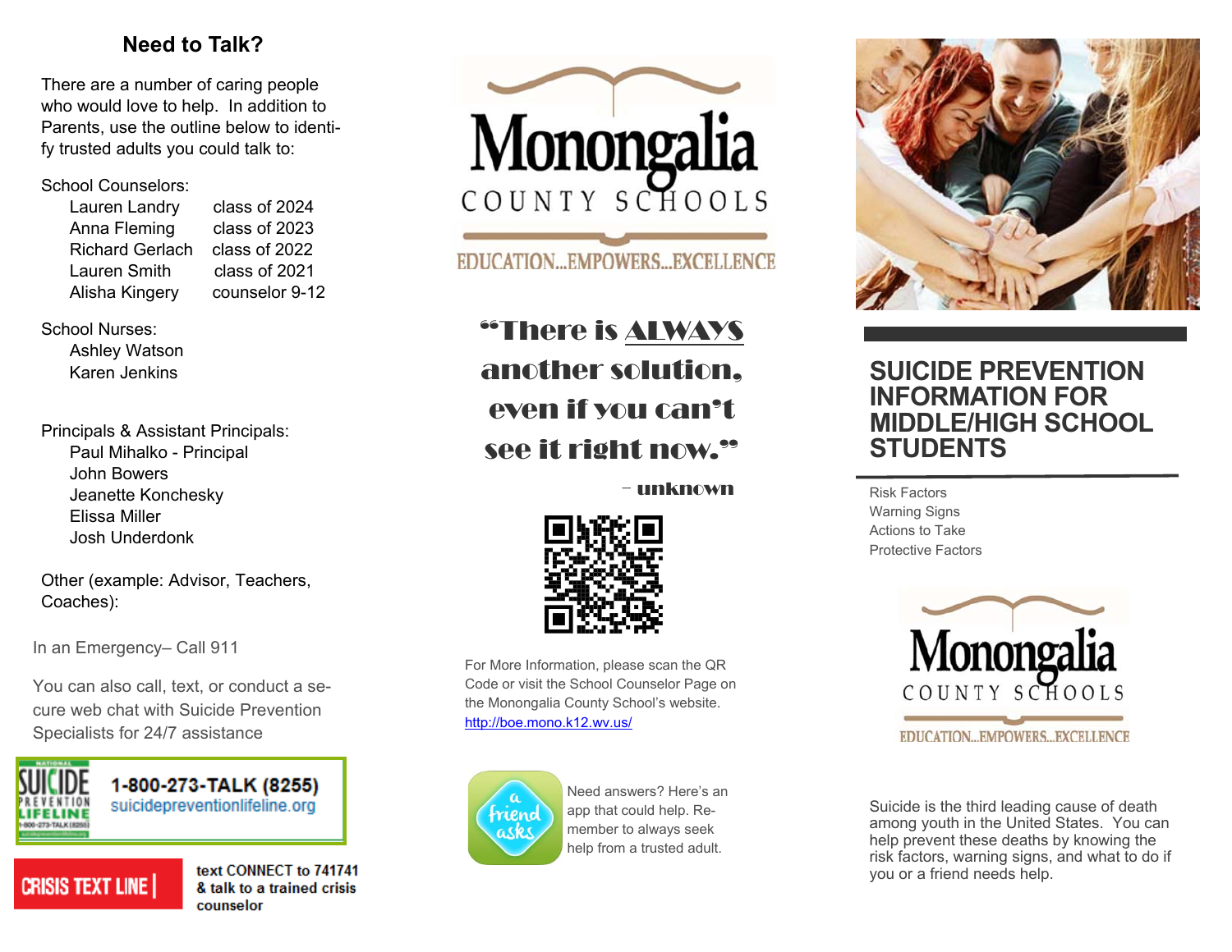## Need to Talk?

There are a number of caring people who would love to help. In addition to Parents, use the outline below to identify trusted adults you could talk to:

School Counselors:

| | |
|---|---|
| Lauren Landry | class of 2024 |
| Anna Fleming | class of 2023 |
| Richard Gerlach | class of 2022 |
| Lauren Smith | class of 2021 |
| Alisha Kingery | counselor 9-12 |

School Nurses:
- Ashley Watson
- Karen Jenkins

Principals & Assistant Principals:
- Paul Mihalko - Principal
- John Bowers
- Jeanette Konchesky
- Elissa Miller
- Josh Underdonk

Other (example: Advisor, Teachers, Coaches):

In an Emergency– Call 911

You can also call, text, or conduct a secure web chat with Suicide Prevention Specialists for 24/7 assistance

NATIONAL SUICIDE PREVENTION LIFELINE 1-800-273-TALK (8255) suicidepreventionlifeline.org

CRISIS TEXT LINE | text CONNECT to 741741 & talk to a trained crisis counselor

Monongalia COUNTY SCHOOLS
EDUCATION...EMPOWERS...EXCELLENCE

**"There is ALWAYS another solution, even if you can't see it right now."**

– unknown

For More Information, please scan the QR Code or visit the School Counselor Page on the Monongalia County School's website. http://boe.mono.k12.wv.us/

a friend asks

Need answers? Here's an app that could help. Remember to always seek help from a trusted adult.

# SUICIDE PREVENTION INFORMATION FOR MIDDLE/HIGH SCHOOL STUDENTS

Risk Factors
Warning Signs
Actions to Take
Protective Factors

Monongalia COUNTY SCHOOLS
EDUCATION...EMPOWERS...EXCELLENCE

Suicide is the third leading cause of death among youth in the United States. You can help prevent these deaths by knowing the risk factors, warning signs, and what to do if you or a friend needs help.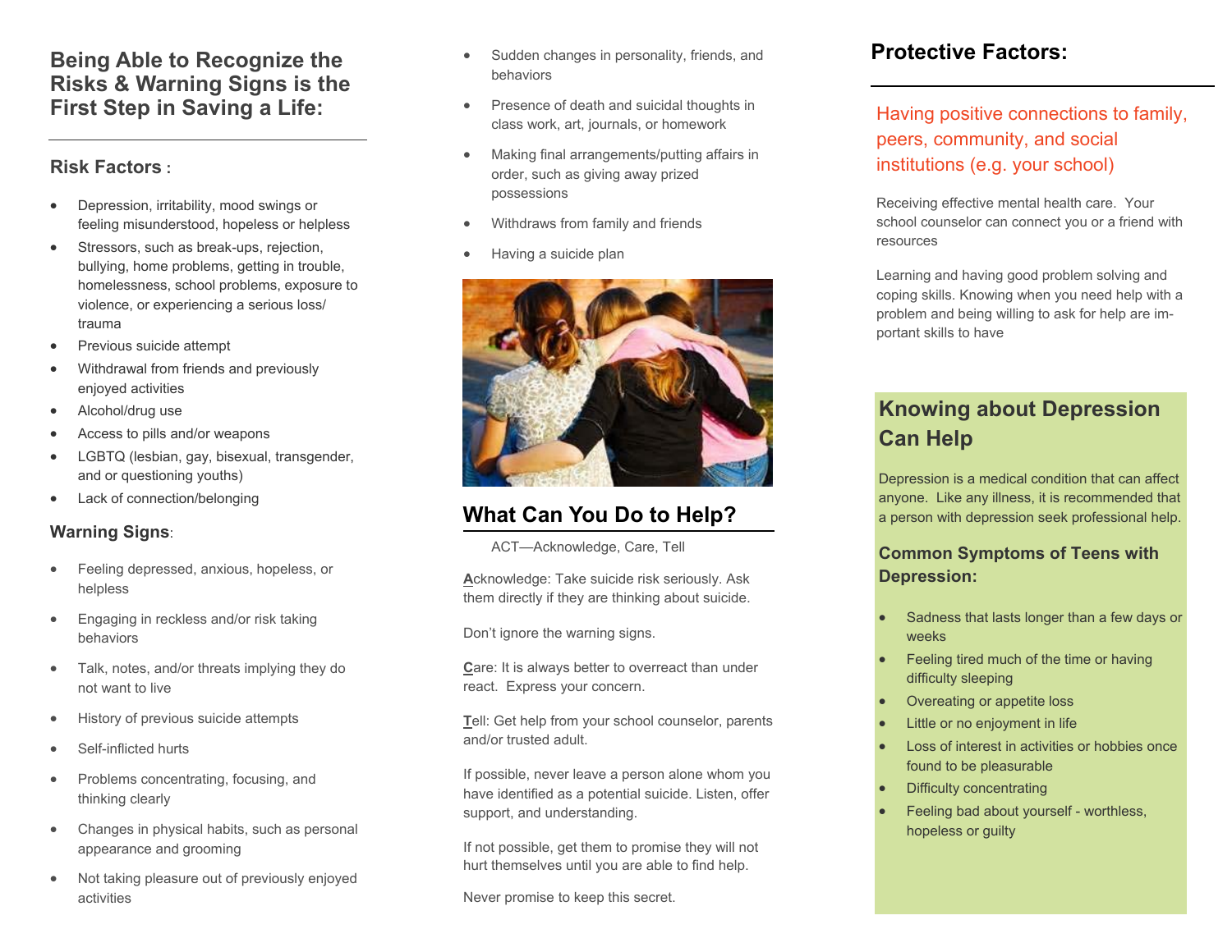## Being Able to Recognize the Risks & Warning Signs is the First Step in Saving a Life:

### Risk Factors :

- Depression, irritability, mood swings or feeling misunderstood, hopeless or helpless
- Stressors, such as break-ups, rejection, bullying, home problems, getting in trouble, homelessness, school problems, exposure to violence, or experiencing a serious loss/ trauma
- Previous suicide attempt
- Withdrawal from friends and previously enjoyed activities
- Alcohol/drug use
- Access to pills and/or weapons
- LGBTQ (lesbian, gay, bisexual, transgender, and or questioning youths)
- Lack of connection/belonging

### Warning Signs:

- Feeling depressed, anxious, hopeless, or helpless
- Engaging in reckless and/or risk taking behaviors
- Talk, notes, and/or threats implying they do not want to live
- History of previous suicide attempts
- Self-inflicted hurts
- Problems concentrating, focusing, and thinking clearly
- Changes in physical habits, such as personal appearance and grooming
- Not taking pleasure out of previously enjoyed activities
- Sudden changes in personality, friends, and behaviors
- Presence of death and suicidal thoughts in class work, art, journals, or homework
- Making final arrangements/putting affairs in order, such as giving away prized possessions
- Withdraws from family and friends
- Having a suicide plan

## What Can You Do to Help?

ACT—Acknowledge, Care, Tell

**A**cknowledge: Take suicide risk seriously. Ask them directly if they are thinking about suicide.

Don't ignore the warning signs.

**C**are: It is always better to overreact than under react. Express your concern.

**T**ell: Get help from your school counselor, parents and/or trusted adult.

If possible, never leave a person alone whom you have identified as a potential suicide. Listen, offer support, and understanding.

If not possible, get them to promise they will not hurt themselves until you are able to find help.

Never promise to keep this secret.

## Protective Factors:

Having positive connections to family, peers, community, and social institutions (e.g. your school)

Receiving effective mental health care. Your school counselor can connect you or a friend with resources

Learning and having good problem solving and coping skills. Knowing when you need help with a problem and being willing to ask for help are important skills to have

## Knowing about Depression Can Help

Depression is a medical condition that can affect anyone. Like any illness, it is recommended that a person with depression seek professional help.

### Common Symptoms of Teens with Depression:

- Sadness that lasts longer than a few days or weeks
- Feeling tired much of the time or having difficulty sleeping
- Overeating or appetite loss
- Little or no enjoyment in life
- Loss of interest in activities or hobbies once found to be pleasurable
- Difficulty concentrating
- Feeling bad about yourself - worthless, hopeless or guilty